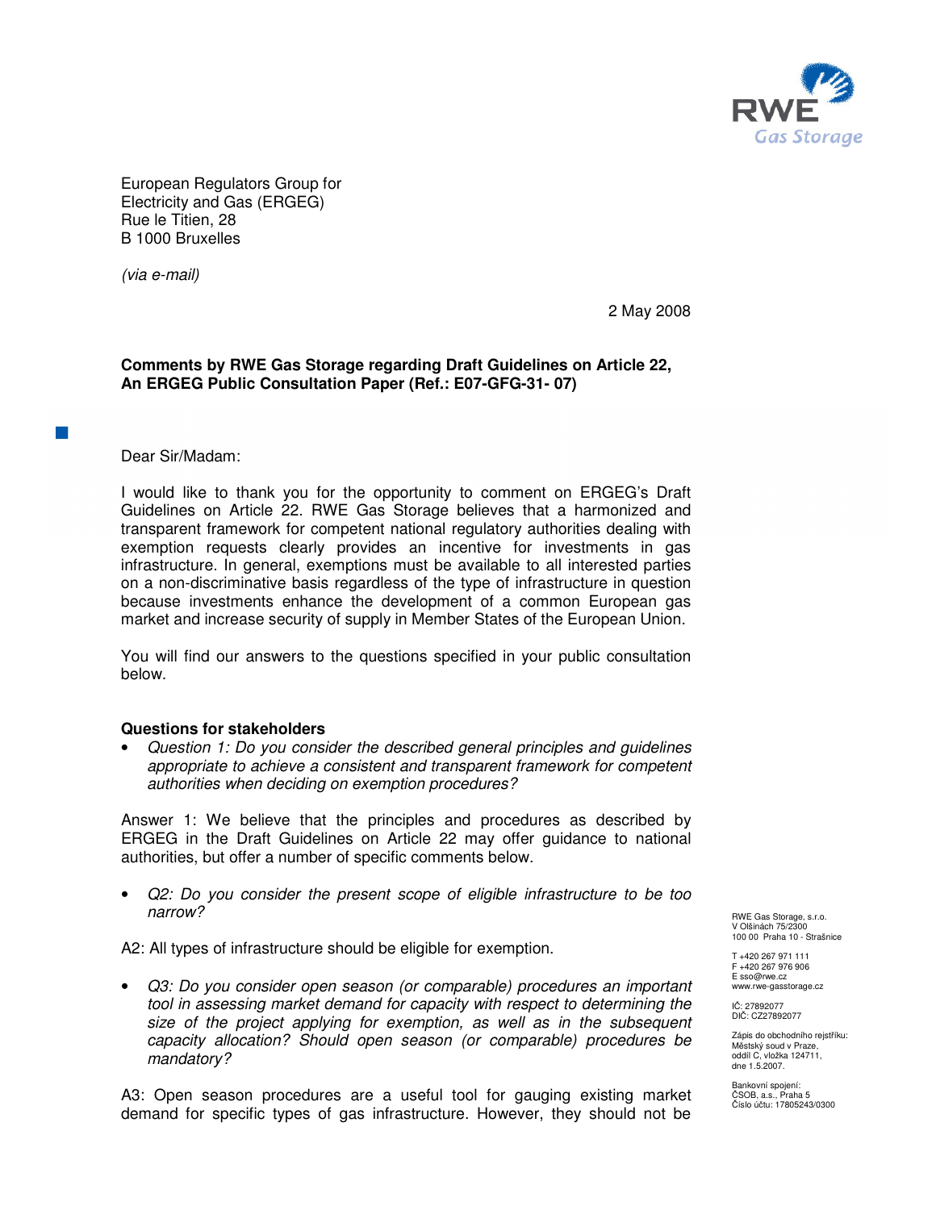European Regulators Group for
Electricity and Gas (ERGEG)
Rue le Titien, 28
B 1000 Bruxelles

*(via e-mail)*

2 May 2008

**Comments by RWE Gas Storage regarding Draft Guidelines on Article 22, An ERGEG Public Consultation Paper (Ref.: E07-GFG-31- 07)**

Dear Sir/Madam:

I would like to thank you for the opportunity to comment on ERGEG's Draft Guidelines on Article 22. RWE Gas Storage believes that a harmonized and transparent framework for competent national regulatory authorities dealing with exemption requests clearly provides an incentive for investments in gas infrastructure. In general, exemptions must be available to all interested parties on a non-discriminative basis regardless of the type of infrastructure in question because investments enhance the development of a common European gas market and increase security of supply in Member States of the European Union.

You will find our answers to the questions specified in your public consultation below.

**Questions for stakeholders**

- *Question 1: Do you consider the described general principles and guidelines appropriate to achieve a consistent and transparent framework for competent authorities when deciding on exemption procedures?*

Answer 1: We believe that the principles and procedures as described by ERGEG in the Draft Guidelines on Article 22 may offer guidance to national authorities, but offer a number of specific comments below.

- *Q2: Do you consider the present scope of eligible infrastructure to be too narrow?*

A2: All types of infrastructure should be eligible for exemption.

- *Q3: Do you consider open season (or comparable) procedures an important tool in assessing market demand for capacity with respect to determining the size of the project applying for exemption, as well as in the subsequent capacity allocation? Should open season (or comparable) procedures be mandatory?*

A3: Open season procedures are a useful tool for gauging existing market demand for specific types of gas infrastructure. However, they should not be

RWE Gas Storage, s.r.o.
V Olšinách 75/2300
100 00 Praha 10 - Strašnice

T +420 267 971 111
F +420 267 976 906
E sso@rwe.cz
www.rwe-gasstorage.cz

IČ: 27892077
DIČ: CZ27892077

Zápis do obchodního rejstříku:
Městský soud v Praze,
oddíl C, vložka 124711,
dne 1.5.2007.

Bankovní spojení:
ČSOB, a.s., Praha 5
Číslo účtu: 17805243/0300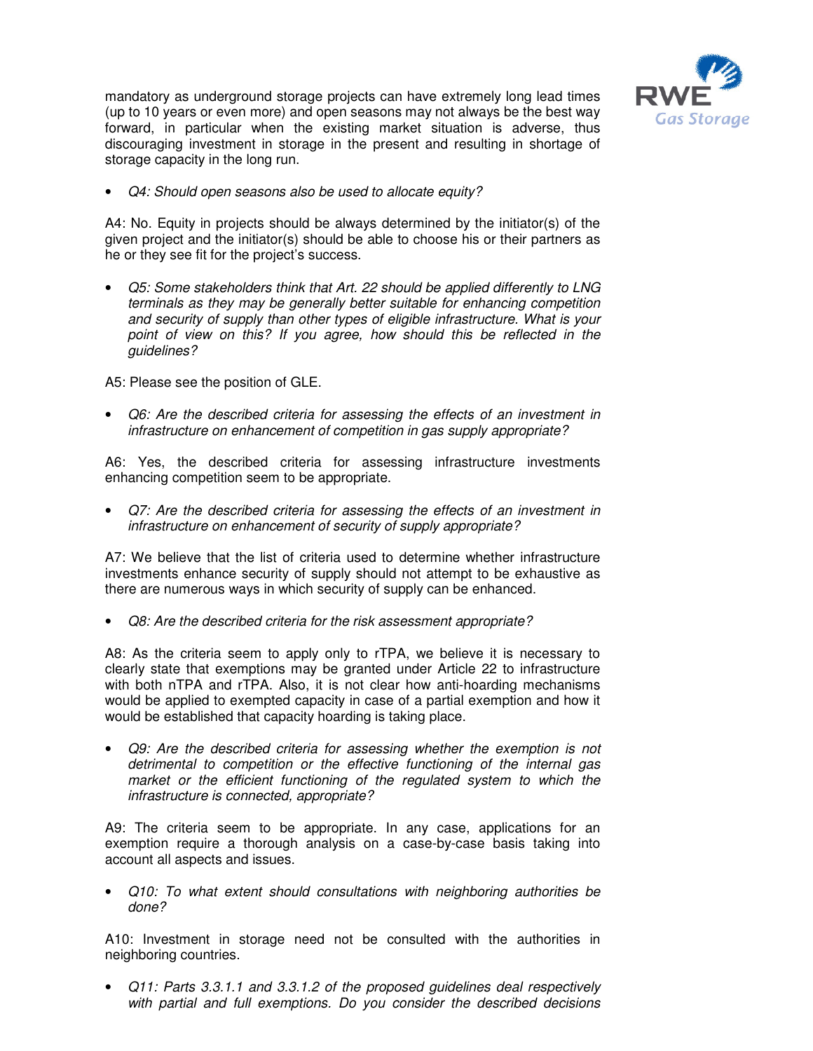mandatory as underground storage projects can have extremely long lead times (up to 10 years or even more) and open seasons may not always be the best way forward, in particular when the existing market situation is adverse, thus discouraging investment in storage in the present and resulting in shortage of storage capacity in the long run.

- *Q4: Should open seasons also be used to allocate equity?*

A4: No. Equity in projects should be always determined by the initiator(s) of the given project and the initiator(s) should be able to choose his or their partners as he or they see fit for the project's success.

- *Q5: Some stakeholders think that Art. 22 should be applied differently to LNG terminals as they may be generally better suitable for enhancing competition and security of supply than other types of eligible infrastructure. What is your point of view on this? If you agree, how should this be reflected in the guidelines?*

A5: Please see the position of GLE.

- *Q6: Are the described criteria for assessing the effects of an investment in infrastructure on enhancement of competition in gas supply appropriate?*

A6: Yes, the described criteria for assessing infrastructure investments enhancing competition seem to be appropriate.

- *Q7: Are the described criteria for assessing the effects of an investment in infrastructure on enhancement of security of supply appropriate?*

A7: We believe that the list of criteria used to determine whether infrastructure investments enhance security of supply should not attempt to be exhaustive as there are numerous ways in which security of supply can be enhanced.

- *Q8: Are the described criteria for the risk assessment appropriate?*

A8: As the criteria seem to apply only to rTPA, we believe it is necessary to clearly state that exemptions may be granted under Article 22 to infrastructure with both nTPA and rTPA. Also, it is not clear how anti-hoarding mechanisms would be applied to exempted capacity in case of a partial exemption and how it would be established that capacity hoarding is taking place.

- *Q9: Are the described criteria for assessing whether the exemption is not detrimental to competition or the effective functioning of the internal gas market or the efficient functioning of the regulated system to which the infrastructure is connected, appropriate?*

A9: The criteria seem to be appropriate. In any case, applications for an exemption require a thorough analysis on a case-by-case basis taking into account all aspects and issues.

- *Q10: To what extent should consultations with neighboring authorities be done?*

A10: Investment in storage need not be consulted with the authorities in neighboring countries.

- *Q11: Parts 3.3.1.1 and 3.3.1.2 of the proposed guidelines deal respectively with partial and full exemptions. Do you consider the described decisions*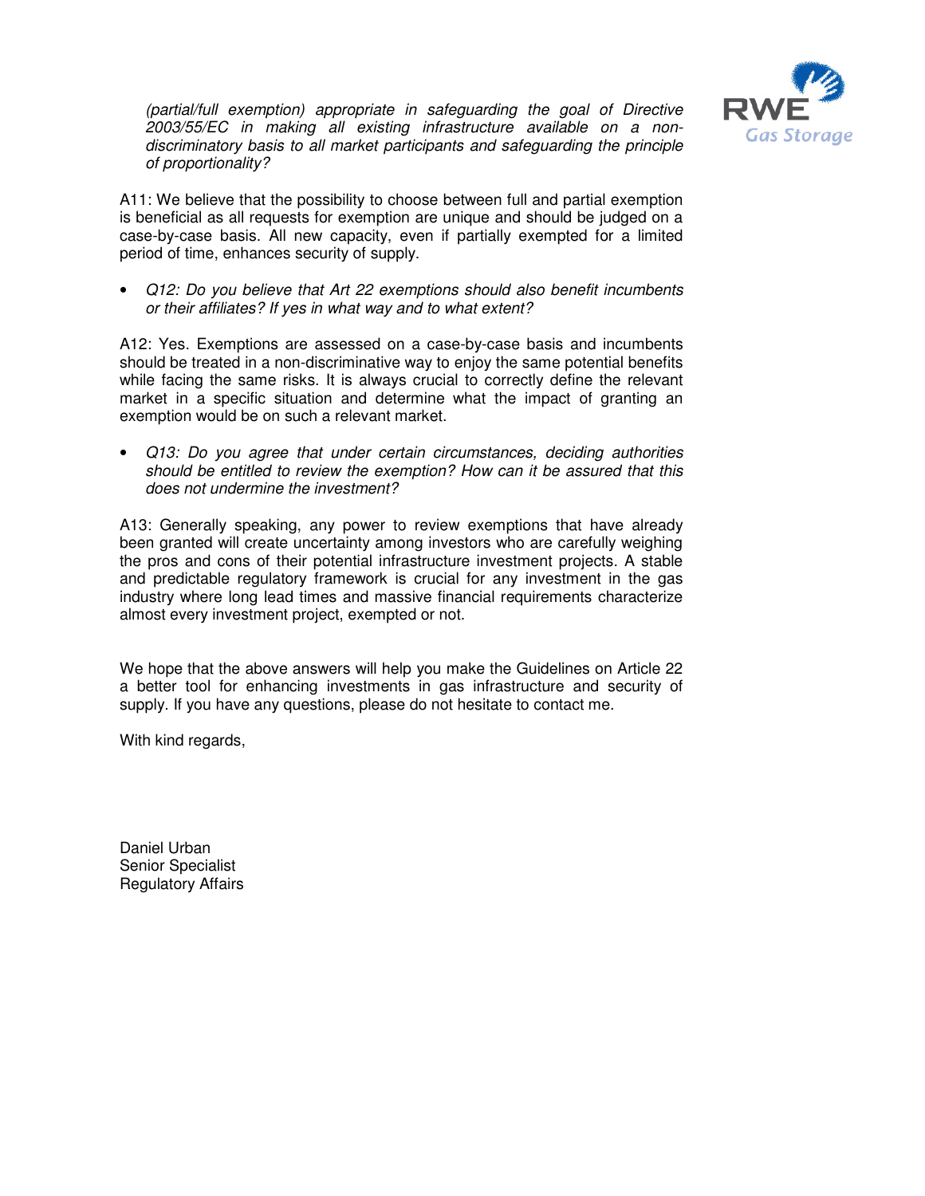*(partial/full exemption) appropriate in safeguarding the goal of Directive 2003/55/EC in making all existing infrastructure available on a non-discriminatory basis to all market participants and safeguarding the principle of proportionality?*

A11: We believe that the possibility to choose between full and partial exemption is beneficial as all requests for exemption are unique and should be judged on a case-by-case basis. All new capacity, even if partially exempted for a limited period of time, enhances security of supply.

- *Q12: Do you believe that Art 22 exemptions should also benefit incumbents or their affiliates? If yes in what way and to what extent?*

A12: Yes. Exemptions are assessed on a case-by-case basis and incumbents should be treated in a non-discriminative way to enjoy the same potential benefits while facing the same risks. It is always crucial to correctly define the relevant market in a specific situation and determine what the impact of granting an exemption would be on such a relevant market.

- *Q13: Do you agree that under certain circumstances, deciding authorities should be entitled to review the exemption? How can it be assured that this does not undermine the investment?*

A13: Generally speaking, any power to review exemptions that have already been granted will create uncertainty among investors who are carefully weighing the pros and cons of their potential infrastructure investment projects. A stable and predictable regulatory framework is crucial for any investment in the gas industry where long lead times and massive financial requirements characterize almost every investment project, exempted or not.

We hope that the above answers will help you make the Guidelines on Article 22 a better tool for enhancing investments in gas infrastructure and security of supply. If you have any questions, please do not hesitate to contact me.

With kind regards,

Daniel Urban
Senior Specialist
Regulatory Affairs